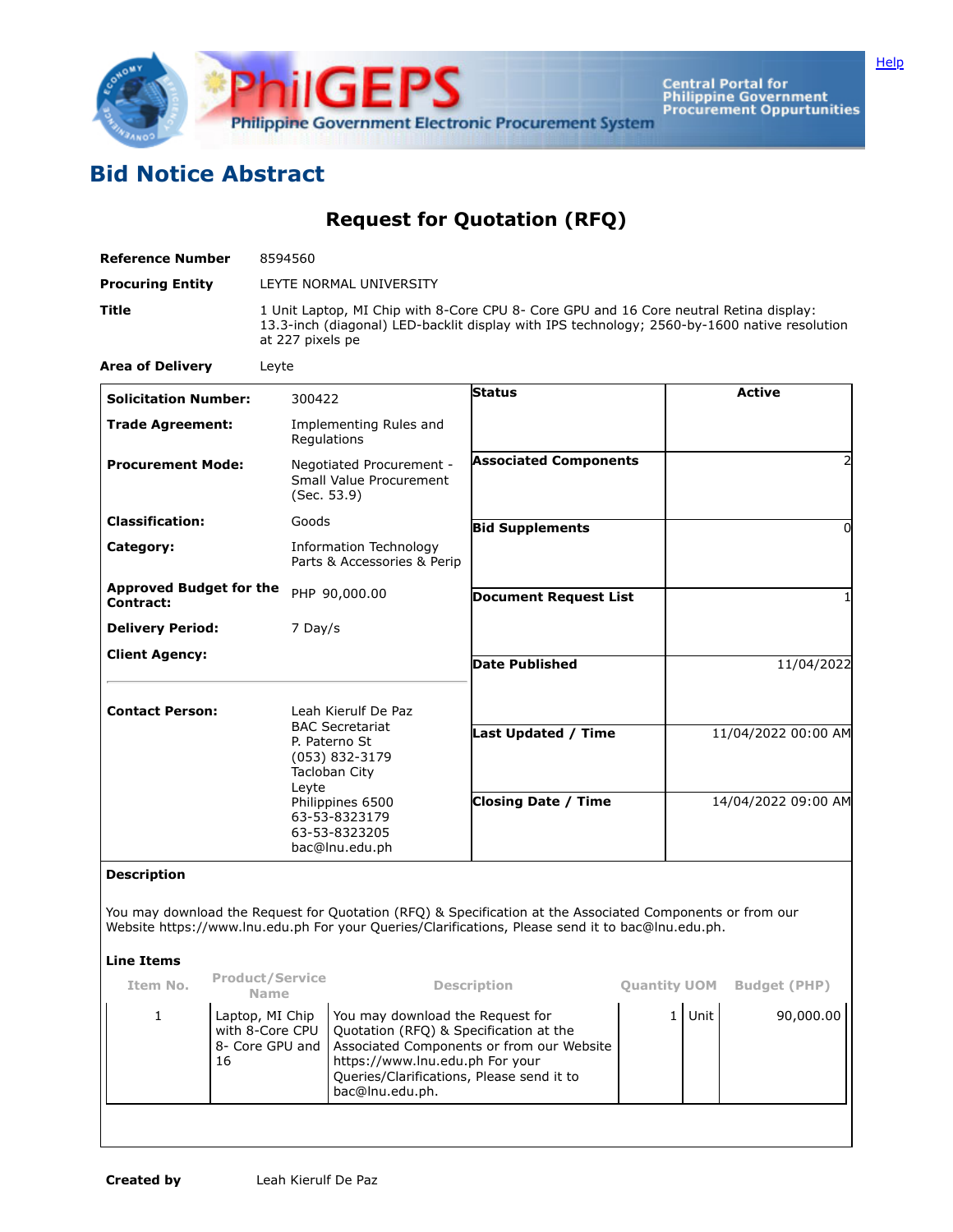# Bid Notice Abstract

## Request for Quotation (RFQ)

**Reference Number** 8594560

**Procuring Entity** LEYTE NORMAL UNIVERSITY

**Title** 1 Unit Laptop, MI Chip with 8-Core CPU 8- Core GPU and 16 Core neutral Retina display: 13.3-inch (diagonal) LED-backlit display with IPS technology; 2560-by-1600 native resolution at 227 pixels pe

**Area of Delivery** Leyte

| | | | |
|---|---|---|---|
| **Solicitation Number:** | 300422 | **Status** | Active |
| **Trade Agreement:** | Implementing Rules and Regulations | | |
| **Procurement Mode:** | Negotiated Procurement - Small Value Procurement (Sec. 53.9) | **Associated Components** | 2 |
| **Classification:** | Goods | | |
| **Category:** | Information Technology Parts & Accessories & Perip | **Bid Supplements** | 0 |
| **Approved Budget for the Contract:** | PHP 90,000.00 | **Document Request List** | 1 |
| **Delivery Period:** | 7 Day/s | | |
| **Client Agency:** | | **Date Published** | 11/04/2022 |
| **Contact Person:** | Leah Kierulf De Paz<br>BAC Secretariat<br>P. Paterno St<br>(053) 832-3179<br>Tacloban City<br>Leyte<br>Philippines 6500<br>63-53-8323179<br>63-53-8323205<br>bac@lnu.edu.ph | **Last Updated / Time** | 11/04/2022 00:00 AM |
| | | **Closing Date / Time** | 14/04/2022 09:00 AM |

**Description**

You may download the Request for Quotation (RFQ) & Specification at the Associated Components or from our Website https://www.lnu.edu.ph For your Queries/Clarifications, Please send it to bac@lnu.edu.ph.

**Line Items**

| Item No. | Product/Service Name | Description | Quantity | UOM | Budget (PHP) |
|---|---|---|---|---|---|
| 1 | Laptop, MI Chip with 8-Core CPU 8- Core GPU and 16 | You may download the Request for Quotation (RFQ) & Specification at the Associated Components or from our Website https://www.lnu.edu.ph For your Queries/Clarifications, Please send it to bac@lnu.edu.ph. | 1 | Unit | 90,000.00 |

**Created by** Leah Kierulf De Paz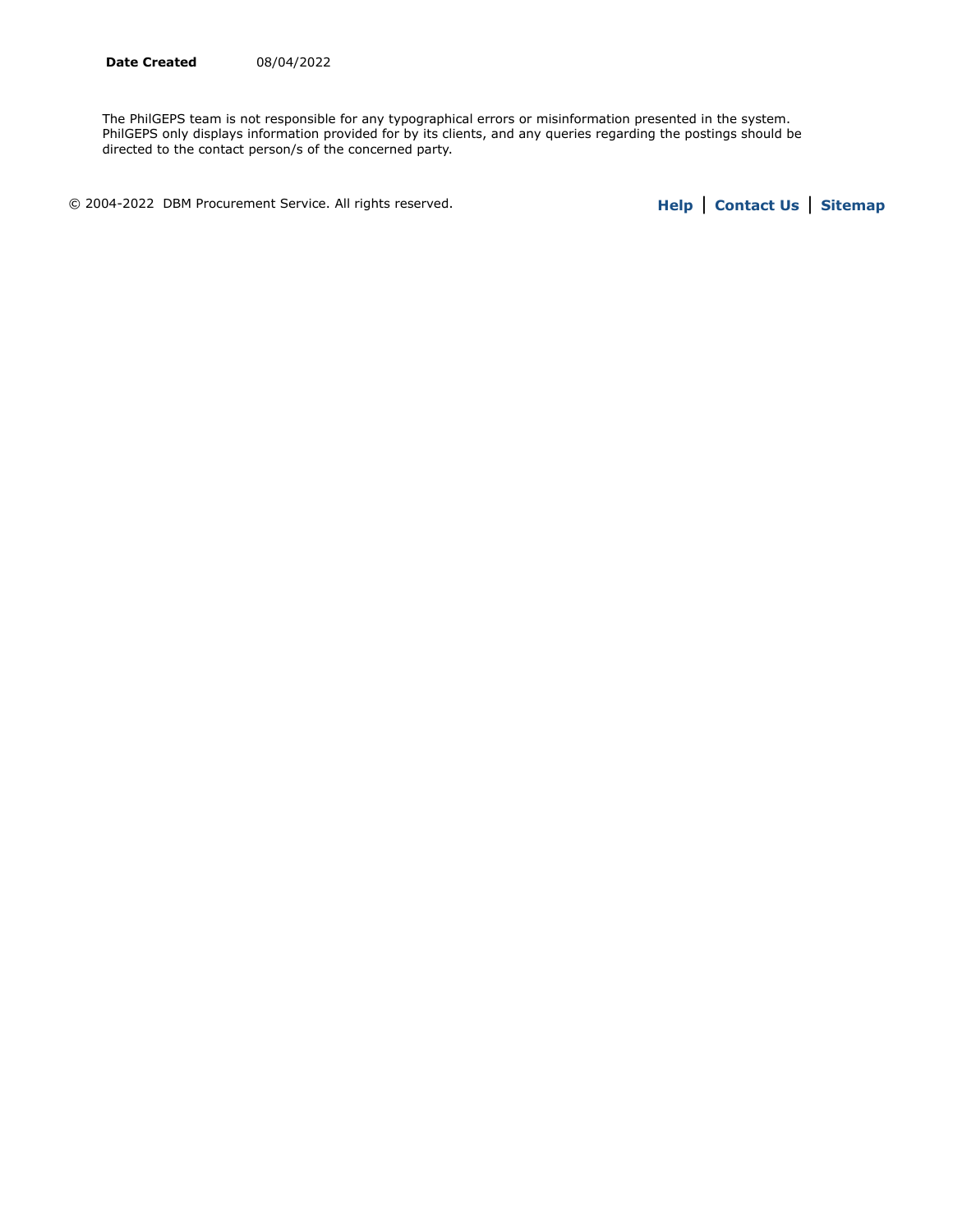**Date Created** 08/04/2022

The PhilGEPS team is not responsible for any typographical errors or misinformation presented in the system. PhilGEPS only displays information provided for by its clients, and any queries regarding the postings should be directed to the contact person/s of the concerned party.

© 2004-2022 DBM Procurement Service. All rights reserved.

**Help** | **Contact Us** | **Sitemap**